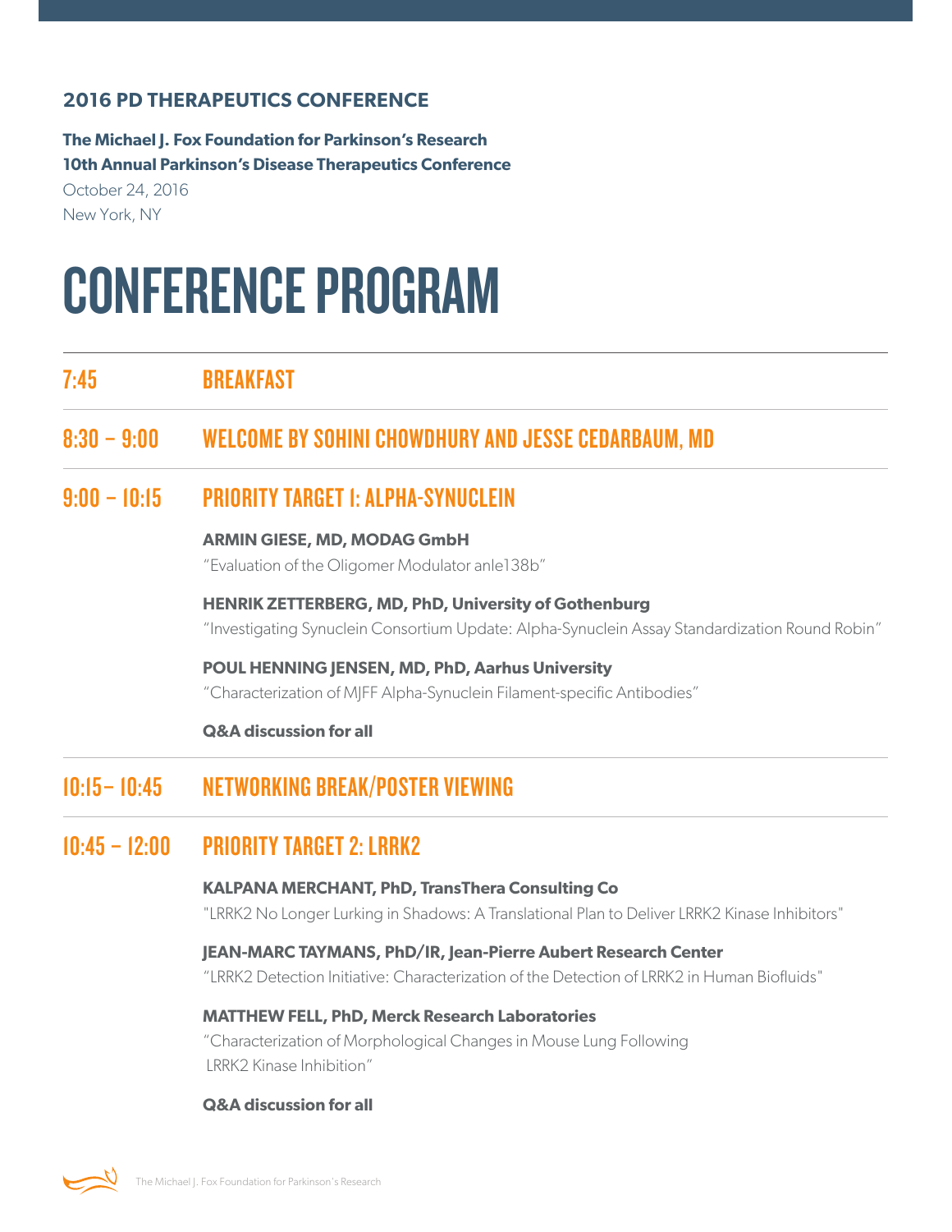## 2016 PD THERAPEUTICS CONFERENCE

**The Michael J. Fox Foundation for Parkinson's Research**
**10th Annual Parkinson's Disease Therapeutics Conference**
October 24, 2016
New York, NY

# CONFERENCE PROGRAM

## 7:45 BREAKFAST

## 8:30 – 9:00 WELCOME BY SOHINI CHOWDHURY AND JESSE CEDARBAUM, MD

## 9:00 – 10:15 PRIORITY TARGET 1: ALPHA-SYNUCLEIN

**ARMIN GIESE, MD, MODAG GmbH**
"Evaluation of the Oligomer Modulator anle138b"

**HENRIK ZETTERBERG, MD, PhD, University of Gothenburg**
"Investigating Synuclein Consortium Update: Alpha-Synuclein Assay Standardization Round Robin"

**POUL HENNING JENSEN, MD, PhD, Aarhus University**
"Characterization of MJFF Alpha-Synuclein Filament-specific Antibodies"

**Q&A discussion for all**

## 10:15– 10:45 NETWORKING BREAK/POSTER VIEWING

## 10:45 – 12:00 PRIORITY TARGET 2: LRRK2

**KALPANA MERCHANT, PhD, TransThera Consulting Co**
"LRRK2 No Longer Lurking in Shadows: A Translational Plan to Deliver LRRK2 Kinase Inhibitors"

**JEAN-MARC TAYMANS, PhD/IR, Jean-Pierre Aubert Research Center**
"LRRK2 Detection Initiative: Characterization of the Detection of LRRK2 in Human Biofluids"

**MATTHEW FELL, PhD, Merck Research Laboratories**
"Characterization of Morphological Changes in Mouse Lung Following LRRK2 Kinase Inhibition"

**Q&A discussion for all**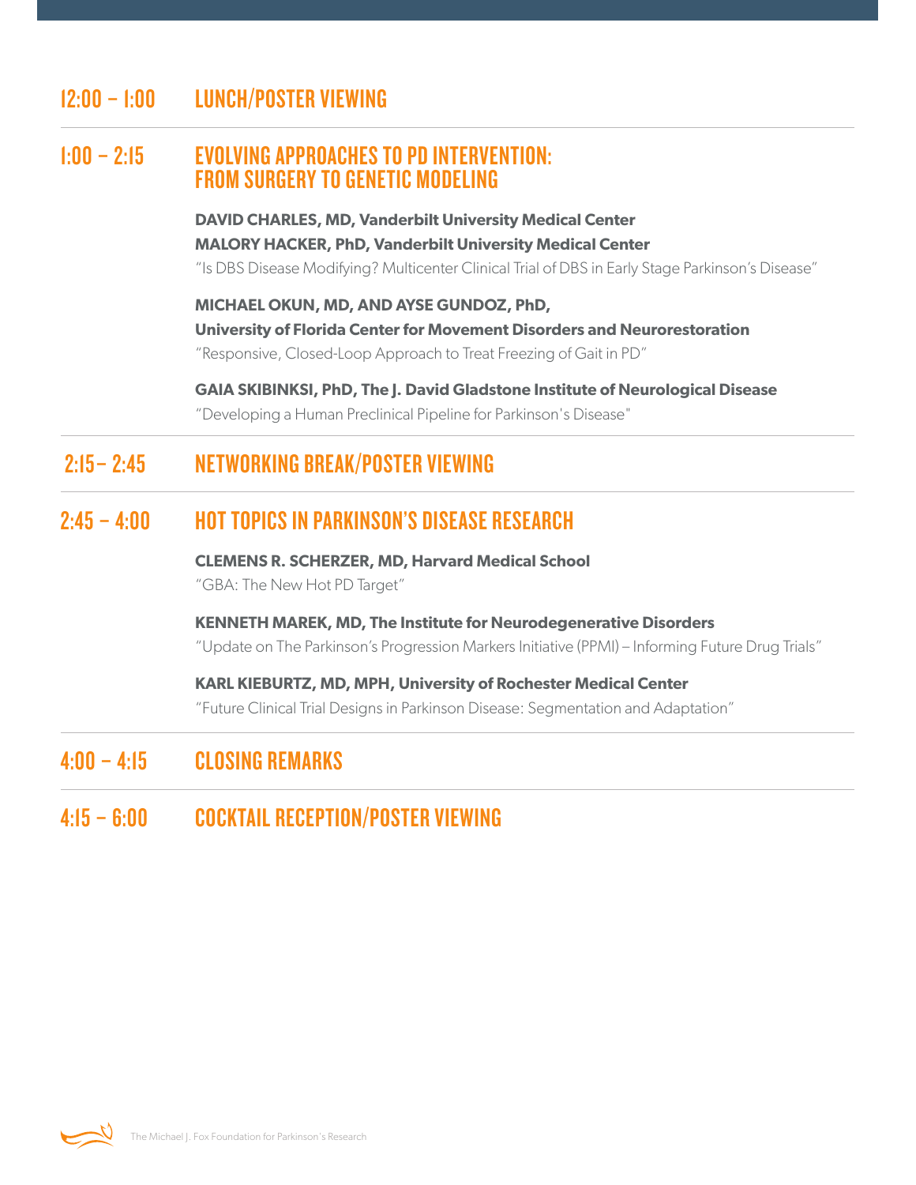## 12:00 – 1:00 LUNCH/POSTER VIEWING

## 1:00 – 2:15 EVOLVING APPROACHES TO PD INTERVENTION: FROM SURGERY TO GENETIC MODELING

**DAVID CHARLES, MD, Vanderbilt University Medical Center**
**MALORY HACKER, PhD, Vanderbilt University Medical Center**
"Is DBS Disease Modifying? Multicenter Clinical Trial of DBS in Early Stage Parkinson's Disease"

**MICHAEL OKUN, MD, AND AYSE GUNDOZ, PhD,**
**University of Florida Center for Movement Disorders and Neurorestoration**
"Responsive, Closed-Loop Approach to Treat Freezing of Gait in PD"

**GAIA SKIBINKSI, PhD, The J. David Gladstone Institute of Neurological Disease**
"Developing a Human Preclinical Pipeline for Parkinson's Disease"

## 2:15– 2:45 NETWORKING BREAK/POSTER VIEWING

## 2:45 – 4:00 HOT TOPICS IN PARKINSON'S DISEASE RESEARCH

**CLEMENS R. SCHERZER, MD, Harvard Medical School**
"GBA: The New Hot PD Target"

**KENNETH MAREK, MD, The Institute for Neurodegenerative Disorders**
"Update on The Parkinson's Progression Markers Initiative (PPMI) – Informing Future Drug Trials"

**KARL KIEBURTZ, MD, MPH, University of Rochester Medical Center**
"Future Clinical Trial Designs in Parkinson Disease: Segmentation and Adaptation"

## 4:00 – 4:15 CLOSING REMARKS

## 4:15 – 6:00 COCKTAIL RECEPTION/POSTER VIEWING